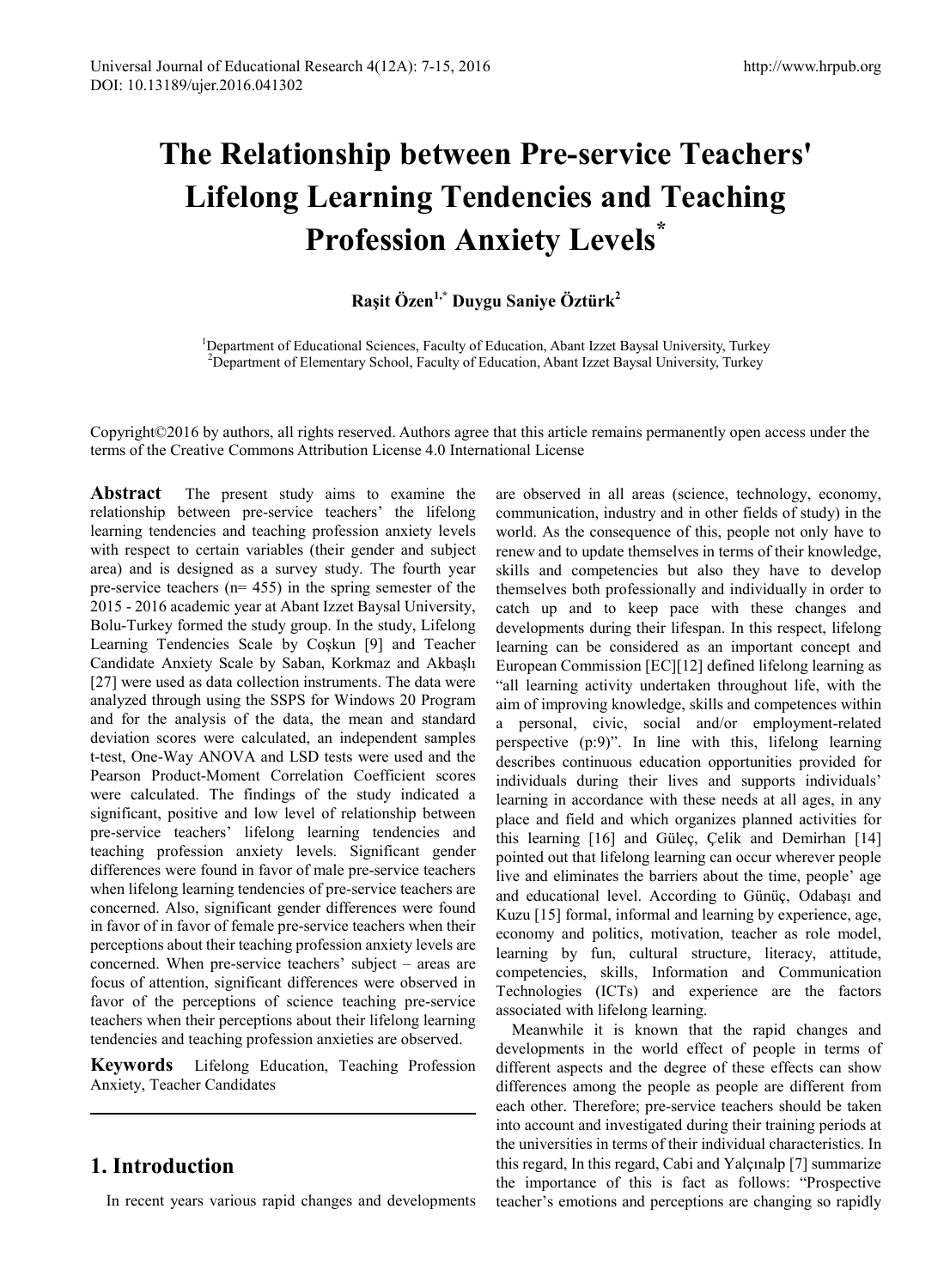# The Relationship between Pre-service Teachers' Lifelong Learning Tendencies and Teaching Profession Anxiety Levels*

**Raşit Özen[1,*] Duygu Saniye Öztürk[2]**

[1]Department of Educational Sciences, Faculty of Education, Abant Izzet Baysal University, Turkey
[2]Department of Elementary School, Faculty of Education, Abant Izzet Baysal University, Turkey

Copyright©2016 by authors, all rights reserved. Authors agree that this article remains permanently open access under the terms of the Creative Commons Attribution License 4.0 International License

**Abstract** The present study aims to examine the relationship between pre-service teachers' the lifelong learning tendencies and teaching profession anxiety levels with respect to certain variables (their gender and subject area) and is designed as a survey study. The fourth year pre-service teachers (n= 455) in the spring semester of the 2015 - 2016 academic year at Abant Izzet Baysal University, Bolu-Turkey formed the study group. In the study, Lifelong Learning Tendencies Scale by Coşkun [9] and Teacher Candidate Anxiety Scale by Saban, Korkmaz and Akbaşlı [27] were used as data collection instruments. The data were analyzed through using the SSPS for Windows 20 Program and for the analysis of the data, the mean and standard deviation scores were calculated, an independent samples t-test, One-Way ANOVA and LSD tests were used and the Pearson Product-Moment Correlation Coefficient scores were calculated. The findings of the study indicated a significant, positive and low level of relationship between pre-service teachers' lifelong learning tendencies and teaching profession anxiety levels. Significant gender differences were found in favor of male pre-service teachers when lifelong learning tendencies of pre-service teachers are concerned. Also, significant gender differences were found in favor of in favor of female pre-service teachers when their perceptions about their teaching profession anxiety levels are concerned. When pre-service teachers' subject – areas are focus of attention, significant differences were observed in favor of the perceptions of science teaching pre-service teachers when their perceptions about their lifelong learning tendencies and teaching profession anxieties are observed.

**Keywords** Lifelong Education, Teaching Profession Anxiety, Teacher Candidates

## 1. Introduction

In recent years various rapid changes and developments are observed in all areas (science, technology, economy, communication, industry and in other fields of study) in the world. As the consequence of this, people not only have to renew and to update themselves in terms of their knowledge, skills and competencies but also they have to develop themselves both professionally and individually in order to catch up and to keep pace with these changes and developments during their lifespan. In this respect, lifelong learning can be considered as an important concept and European Commission [EC][12] defined lifelong learning as "all learning activity undertaken throughout life, with the aim of improving knowledge, skills and competences within a personal, civic, social and/or employment-related perspective (p:9)". In line with this, lifelong learning describes continuous education opportunities provided for individuals during their lives and supports individuals' learning in accordance with these needs at all ages, in any place and field and which organizes planned activities for this learning [16] and Güleç, Çelik and Demirhan [14] pointed out that lifelong learning can occur wherever people live and eliminates the barriers about the time, people' age and educational level. According to Günüç, Odabaşı and Kuzu [15] formal, informal and learning by experience, age, economy and politics, motivation, teacher as role model, learning by fun, cultural structure, literacy, attitude, competencies, skills, Information and Communication Technologies (ICTs) and experience are the factors associated with lifelong learning.

Meanwhile it is known that the rapid changes and developments in the world effect of people in terms of different aspects and the degree of these effects can show differences among the people as people are different from each other. Therefore; pre-service teachers should be taken into account and investigated during their training periods at the universities in terms of their individual characteristics. In this regard, In this regard, Cabi and Yalçınalp [7] summarize the importance of this is fact as follows: "Prospective teacher's emotions and perceptions are changing so rapidly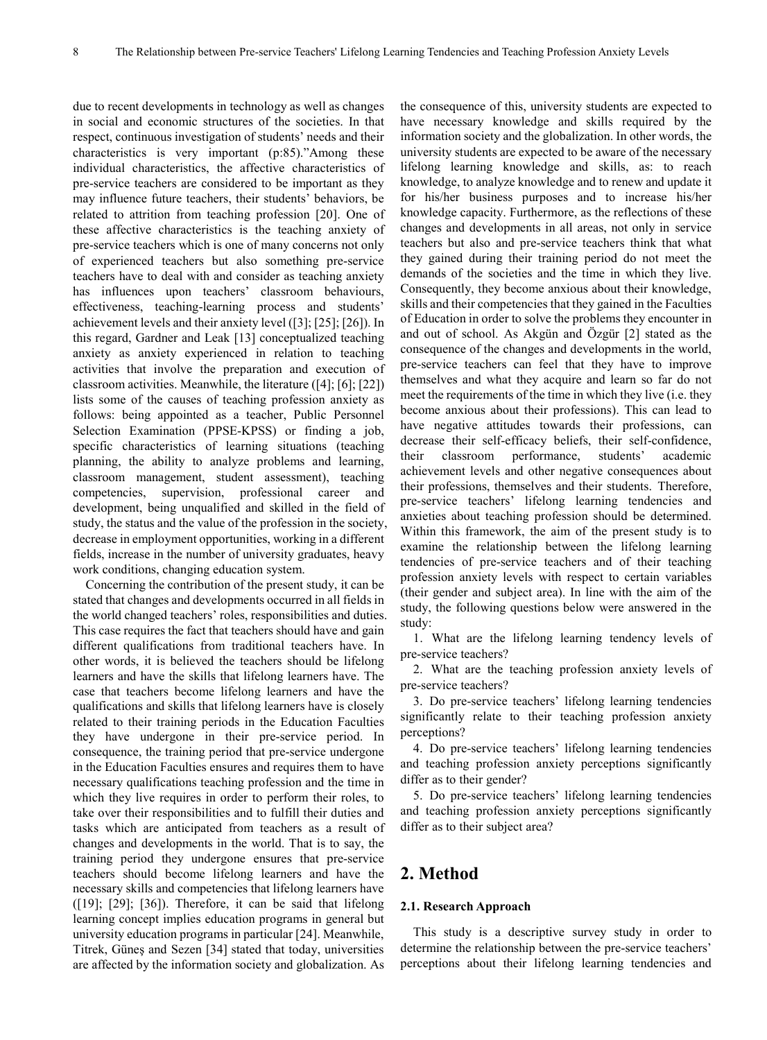due to recent developments in technology as well as changes in social and economic structures of the societies. In that respect, continuous investigation of students' needs and their characteristics is very important (p:85)."Among these individual characteristics, the affective characteristics of pre-service teachers are considered to be important as they may influence future teachers, their students' behaviors, be related to attrition from teaching profession [20]. One of these affective characteristics is the teaching anxiety of pre-service teachers which is one of many concerns not only of experienced teachers but also something pre-service teachers have to deal with and consider as teaching anxiety has influences upon teachers' classroom behaviours, effectiveness, teaching-learning process and students' achievement levels and their anxiety level ([3]; [25]; [26]). In this regard, Gardner and Leak [13] conceptualized teaching anxiety as anxiety experienced in relation to teaching activities that involve the preparation and execution of classroom activities. Meanwhile, the literature ([4]; [6]; [22]) lists some of the causes of teaching profession anxiety as follows: being appointed as a teacher, Public Personnel Selection Examination (PPSE-KPSS) or finding a job, specific characteristics of learning situations (teaching planning, the ability to analyze problems and learning, classroom management, student assessment), teaching competencies, supervision, professional career and development, being unqualified and skilled in the field of study, the status and the value of the profession in the society, decrease in employment opportunities, working in a different fields, increase in the number of university graduates, heavy work conditions, changing education system.

Concerning the contribution of the present study, it can be stated that changes and developments occurred in all fields in the world changed teachers' roles, responsibilities and duties. This case requires the fact that teachers should have and gain different qualifications from traditional teachers have. In other words, it is believed the teachers should be lifelong learners and have the skills that lifelong learners have. The case that teachers become lifelong learners and have the qualifications and skills that lifelong learners have is closely related to their training periods in the Education Faculties they have undergone in their pre-service period. In consequence, the training period that pre-service undergone in the Education Faculties ensures and requires them to have necessary qualifications teaching profession and the time in which they live requires in order to perform their roles, to take over their responsibilities and to fulfill their duties and tasks which are anticipated from teachers as a result of changes and developments in the world. That is to say, the training period they undergone ensures that pre-service teachers should become lifelong learners and have the necessary skills and competencies that lifelong learners have ([19]; [29]; [36]). Therefore, it can be said that lifelong learning concept implies education programs in general but university education programs in particular [24]. Meanwhile, Titrek, Güneş and Sezen [34] stated that today, universities are affected by the information society and globalization. As the consequence of this, university students are expected to have necessary knowledge and skills required by the information society and the globalization. In other words, the university students are expected to be aware of the necessary lifelong learning knowledge and skills, as: to reach knowledge, to analyze knowledge and to renew and update it for his/her business purposes and to increase his/her knowledge capacity. Furthermore, as the reflections of these changes and developments in all areas, not only in service teachers but also and pre-service teachers think that what they gained during their training period do not meet the demands of the societies and the time in which they live. Consequently, they become anxious about their knowledge, skills and their competencies that they gained in the Faculties of Education in order to solve the problems they encounter in and out of school. As Akgün and Özgür [2] stated as the consequence of the changes and developments in the world, pre-service teachers can feel that they have to improve themselves and what they acquire and learn so far do not meet the requirements of the time in which they live (i.e. they become anxious about their professions). This can lead to have negative attitudes towards their professions, can decrease their self-efficacy beliefs, their self-confidence, their classroom performance, students' academic achievement levels and other negative consequences about their professions, themselves and their students. Therefore, pre-service teachers' lifelong learning tendencies and anxieties about teaching profession should be determined. Within this framework, the aim of the present study is to examine the relationship between the lifelong learning tendencies of pre-service teachers and of their teaching profession anxiety levels with respect to certain variables (their gender and subject area). In line with the aim of the study, the following questions below were answered in the study:

1. What are the lifelong learning tendency levels of pre-service teachers?
2. What are the teaching profession anxiety levels of pre-service teachers?
3. Do pre-service teachers' lifelong learning tendencies significantly relate to their teaching profession anxiety perceptions?
4. Do pre-service teachers' lifelong learning tendencies and teaching profession anxiety perceptions significantly differ as to their gender?
5. Do pre-service teachers' lifelong learning tendencies and teaching profession anxiety perceptions significantly differ as to their subject area?

## 2. Method

### 2.1. Research Approach

This study is a descriptive survey study in order to determine the relationship between the pre-service teachers' perceptions about their lifelong learning tendencies and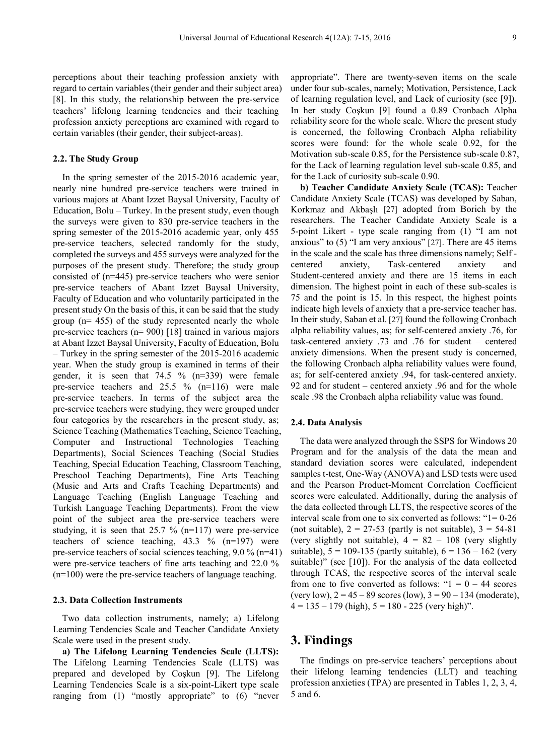perceptions about their teaching profession anxiety with regard to certain variables (their gender and their subject area) [8]. In this study, the relationship between the pre-service teachers' lifelong learning tendencies and their teaching profession anxiety perceptions are examined with regard to certain variables (their gender, their subject-areas).

### 2.2. The Study Group

In the spring semester of the 2015-2016 academic year, nearly nine hundred pre-service teachers were trained in various majors at Abant Izzet Baysal University, Faculty of Education, Bolu – Turkey. In the present study, even though the surveys were given to 830 pre-service teachers in the spring semester of the 2015-2016 academic year, only 455 pre-service teachers, selected randomly for the study, completed the surveys and 455 surveys were analyzed for the purposes of the present study. Therefore; the study group consisted of (n=445) pre-service teachers who were senior pre-service teachers of Abant Izzet Baysal University, Faculty of Education and who voluntarily participated in the present study On the basis of this, it can be said that the study group (n= 455) of the study represented nearly the whole pre-service teachers (n= 900) [18] trained in various majors at Abant Izzet Baysal University, Faculty of Education, Bolu – Turkey in the spring semester of the 2015-2016 academic year. When the study group is examined in terms of their gender, it is seen that 74.5 % (n=339) were female pre-service teachers and 25.5 % (n=116) were male pre-service teachers. In terms of the subject area the pre-service teachers were studying, they were grouped under four categories by the researchers in the present study, as; Science Teaching (Mathematics Teaching, Science Teaching, Computer and Instructional Technologies Teaching Departments), Social Sciences Teaching (Social Studies Teaching, Special Education Teaching, Classroom Teaching, Preschool Teaching Departments), Fine Arts Teaching (Music and Arts and Crafts Teaching Departments) and Language Teaching (English Language Teaching and Turkish Language Teaching Departments). From the view point of the subject area the pre-service teachers were studying, it is seen that 25.7 % (n=117) were pre-service teachers of science teaching, 43.3 % (n=197) were pre-service teachers of social sciences teaching, 9.0 % (n=41) were pre-service teachers of fine arts teaching and 22.0 % (n=100) were the pre-service teachers of language teaching.

### 2.3. Data Collection Instruments

Two data collection instruments, namely; a) Lifelong Learning Tendencies Scale and Teacher Candidate Anxiety Scale were used in the present study.

**a) The Lifelong Learning Tendencies Scale (LLTS):** The Lifelong Learning Tendencies Scale (LLTS) was prepared and developed by Coşkun [9]. The Lifelong Learning Tendencies Scale is a six-point-Likert type scale ranging from (1) "mostly appropriate" to (6) "never appropriate". There are twenty-seven items on the scale under four sub-scales, namely; Motivation, Persistence, Lack of learning regulation level, and Lack of curiosity (see [9]). In her study Coşkun [9] found a 0.89 Cronbach Alpha reliability score for the whole scale. Where the present study is concerned, the following Cronbach Alpha reliability scores were found: for the whole scale 0.92, for the Motivation sub-scale 0.85, for the Persistence sub-scale 0.87, for the Lack of learning regulation level sub-scale 0.85, and for the Lack of curiosity sub-scale 0.90.

**b) Teacher Candidate Anxiety Scale (TCAS):** Teacher Candidate Anxiety Scale (TCAS) was developed by Saban, Korkmaz and Akbaşlı [27] adopted from Borich by the researchers. The Teacher Candidate Anxiety Scale is a 5-point Likert - type scale ranging from (1) "I am not anxious" to (5) "I am very anxious" [27]. There are 45 items in the scale and the scale has three dimensions namely; Self - centered anxiety, Task-centered anxiety and Student-centered anxiety and there are 15 items in each dimension. The highest point in each of these sub-scales is 75 and the point is 15. In this respect, the highest points indicate high levels of anxiety that a pre-service teacher has. In their study, Saban et al. [27] found the following Cronbach alpha reliability values, as; for self-centered anxiety .76, for task-centered anxiety .73 and .76 for student – centered anxiety dimensions. When the present study is concerned, the following Cronbach alpha reliability values were found, as; for self-centered anxiety .94, for task-centered anxiety. 92 and for student – centered anxiety .96 and for the whole scale .98 the Cronbach alpha reliability value was found.

### 2.4. Data Analysis

The data were analyzed through the SSPS for Windows 20 Program and for the analysis of the data the mean and standard deviation scores were calculated, independent samples t-test, One-Way (ANOVA) and LSD tests were used and the Pearson Product-Moment Correlation Coefficient scores were calculated. Additionally, during the analysis of the data collected through LLTS, the respective scores of the interval scale from one to six converted as follows: "1= 0-26 (not suitable), 2 = 27-53 (partly is not suitable), 3 = 54-81 (very slightly not suitable), 4 = 82 – 108 (very slightly suitable), 5 = 109-135 (partly suitable), 6 = 136 – 162 (very suitable)" (see [10]). For the analysis of the data collected through TCAS, the respective scores of the interval scale from one to five converted as follows: "1 = 0 – 44 scores (very low), 2 = 45 – 89 scores (low), 3 = 90 – 134 (moderate), 4 = 135 – 179 (high), 5 = 180 - 225 (very high)".

## 3. Findings

The findings on pre-service teachers' perceptions about their lifelong learning tendencies (LLT) and teaching profession anxieties (TPA) are presented in Tables 1, 2, 3, 4, 5 and 6.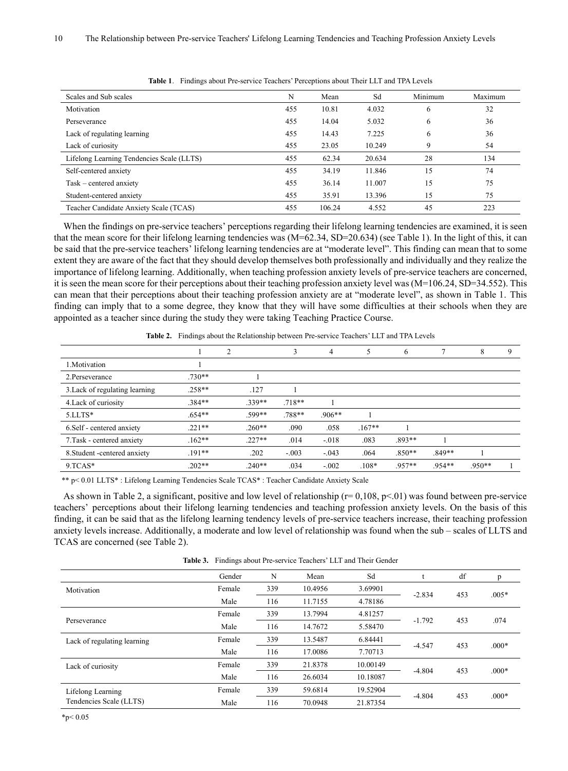**Table 1**. Findings about Pre-service Teachers' Perceptions about Their LLT and TPA Levels

| Scales and Sub scales | N | Mean | Sd | Minimum | Maximum |
|---|---|---|---|---|---|
| Motivation | 455 | 10.81 | 4.032 | 6 | 32 |
| Perseverance | 455 | 14.04 | 5.032 | 6 | 36 |
| Lack of regulating learning | 455 | 14.43 | 7.225 | 6 | 36 |
| Lack of curiosity | 455 | 23.05 | 10.249 | 9 | 54 |
| Lifelong Learning Tendencies Scale (LLTS) | 455 | 62.34 | 20.634 | 28 | 134 |
| Self-centered anxiety | 455 | 34.19 | 11.846 | 15 | 74 |
| Task – centered anxiety | 455 | 36.14 | 11.007 | 15 | 75 |
| Student-centered anxiety | 455 | 35.91 | 13.396 | 15 | 75 |
| Teacher Candidate Anxiety Scale (TCAS) | 455 | 106.24 | 4.552 | 45 | 223 |

When the findings on pre-service teachers' perceptions regarding their lifelong learning tendencies are examined, it is seen that the mean score for their lifelong learning tendencies was (M=62.34, SD=20.634) (see Table 1). In the light of this, it can be said that the pre-service teachers' lifelong learning tendencies are at "moderate level". This finding can mean that to some extent they are aware of the fact that they should develop themselves both professionally and individually and they realize the importance of lifelong learning. Additionally, when teaching profession anxiety levels of pre-service teachers are concerned, it is seen the mean score for their perceptions about their teaching profession anxiety level was (M=106.24, SD=34.552). This can mean that their perceptions about their teaching profession anxiety are at "moderate level", as shown in Table 1. This finding can imply that to a some degree, they know that they will have some difficulties at their schools when they are appointed as a teacher since during the study they were taking Teaching Practice Course.

**Table 2.** Findings about the Relationship between Pre-service Teachers' LLT and TPA Levels

| | 1 | 2 | 3 | 4 | 5 | 6 | 7 | 8 | 9 |
|---|---|---|---|---|---|---|---|---|---|
| 1.Motivation | 1 | | | | | | | | |
| 2.Perseverance | .730** | 1 | | | | | | | |
| 3.Lack of regulating learning | .258** | .127 | 1 | | | | | | |
| 4.Lack of curiosity | .384** | .339** | .718** | 1 | | | | | |
| 5.LLTS* | .654** | .599** | .788** | .906** | 1 | | | | |
| 6.Self - centered anxiety | .221** | .260** | .090 | .058 | .167** | 1 | | | |
| 7.Task - centered anxiety | .162** | .227** | .014 | -.018 | .083 | .893** | 1 | | |
| 8.Student -centered anxiety | .191** | .202 | -.003 | -.043 | .064 | .850** | .849** | 1 | |
| 9.TCAS* | .202** | .240** | .034 | -.002 | .108* | .957** | .954** | .950** | 1 |

** p< 0.01 LLTS* : Lifelong Learning Tendencies Scale TCAS* : Teacher Candidate Anxiety Scale

As shown in Table 2, a significant, positive and low level of relationship (r= 0,108, p<.01) was found between pre-service teachers' perceptions about their lifelong learning tendencies and teaching profession anxiety levels. On the basis of this finding, it can be said that as the lifelong learning tendency levels of pre-service teachers increase, their teaching profession anxiety levels increase. Additionally, a moderate and low level of relationship was found when the sub – scales of LLTS and TCAS are concerned (see Table 2).

**Table 3.** Findings about Pre-service Teachers' LLT and Their Gender

| | Gender | N | Mean | Sd | t | df | p |
|---|---|---|---|---|---|---|---|
| Motivation | Female | 339 | 10.4956 | 3.69901 | -2.834 | 453 | .005* |
| | Male | 116 | 11.7155 | 4.78186 | | | |
| Perseverance | Female | 339 | 13.7994 | 4.81257 | -1.792 | 453 | .074 |
| | Male | 116 | 14.7672 | 5.58470 | | | |
| Lack of regulating learning | Female | 339 | 13.5487 | 6.84441 | -4.547 | 453 | .000* |
| | Male | 116 | 17.0086 | 7.70713 | | | |
| Lack of curiosity | Female | 339 | 21.8378 | 10.00149 | -4.804 | 453 | .000* |
| | Male | 116 | 26.6034 | 10.18087 | | | |
| Lifelong Learning Tendencies Scale (LLTS) | Female | 339 | 59.6814 | 19.52904 | -4.804 | 453 | .000* |
| | Male | 116 | 70.0948 | 21.87354 | | | |

*p< 0.05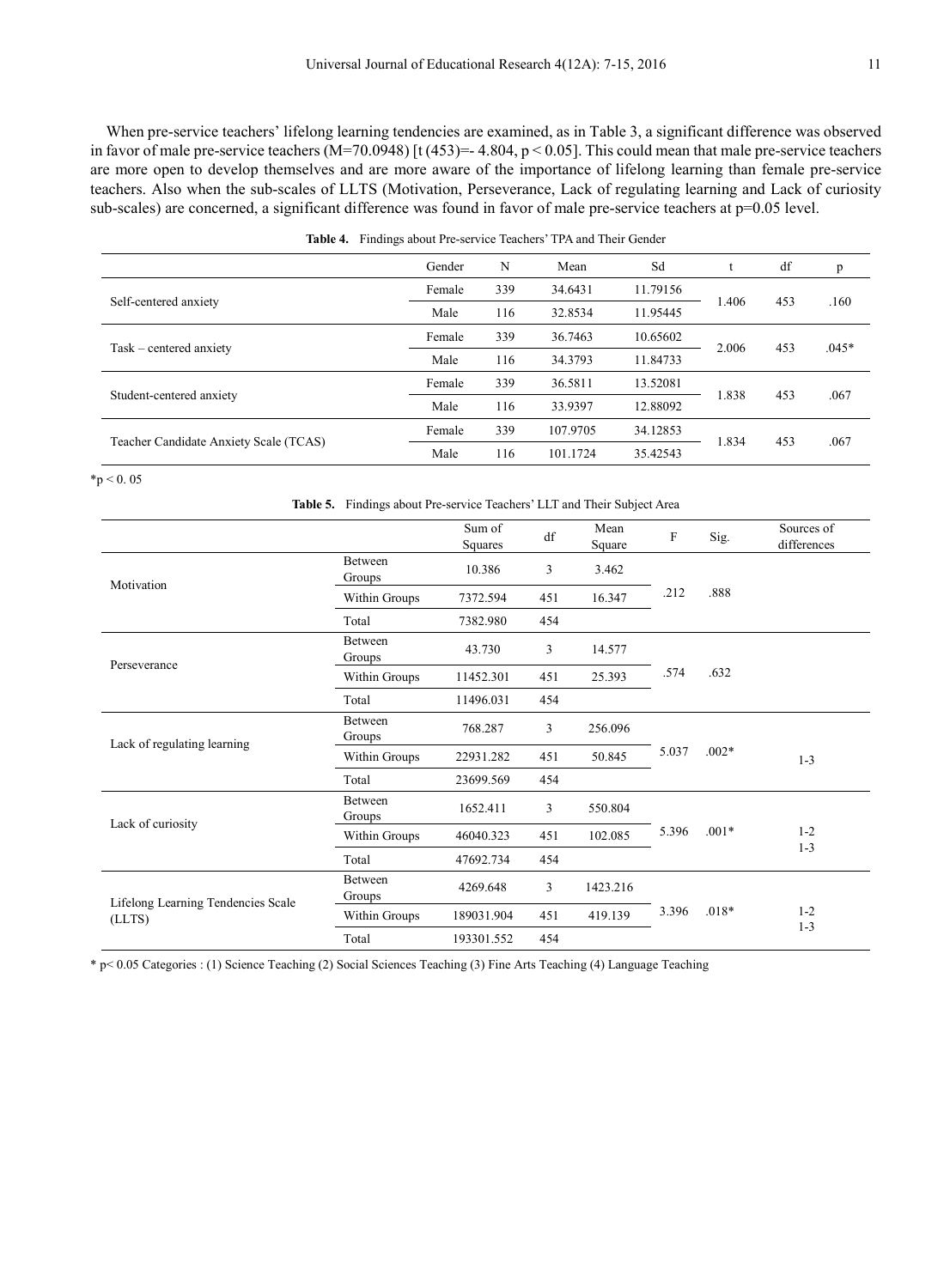When pre-service teachers' lifelong learning tendencies are examined, as in Table 3, a significant difference was observed in favor of male pre-service teachers (M=70.0948) [t (453)=- 4.804, $p < 0.05$]. This could mean that male pre-service teachers are more open to develop themselves and are more aware of the importance of lifelong learning than female pre-service teachers. Also when the sub-scales of LLTS (Motivation, Perseverance, Lack of regulating learning and Lack of curiosity sub-scales) are concerned, a significant difference was found in favor of male pre-service teachers at p=0.05 level.

**Table 4.** Findings about Pre-service Teachers' TPA and Their Gender

| | Gender | N | Mean | Sd | t | df | p |
|---|---|---|---|---|---|---|---|
| Self-centered anxiety | Female | 339 | 34.6431 | 11.79156 | 1.406 | 453 | .160 |
| | Male | 116 | 32.8534 | 11.95445 | | | |
| Task – centered anxiety | Female | 339 | 36.7463 | 10.65602 | 2.006 | 453 | .045* |
| | Male | 116 | 34.3793 | 11.84733 | | | |
| Student-centered anxiety | Female | 339 | 36.5811 | 13.52081 | 1.838 | 453 | .067 |
| | Male | 116 | 33.9397 | 12.88092 | | | |
| Teacher Candidate Anxiety Scale (TCAS) | Female | 339 | 107.9705 | 34.12853 | 1.834 | 453 | .067 |
| | Male | 116 | 101.1724 | 35.42543 | | | |

*p < 0. 05

**Table 5.** Findings about Pre-service Teachers' LLT and Their Subject Area

| | | Sum of Squares | df | Mean Square | F | Sig. | Sources of differences |
|---|---|---|---|---|---|---|---|
| Motivation | Between Groups | 10.386 | 3 | 3.462 | .212 | .888 | |
| | Within Groups | 7372.594 | 451 | 16.347 | | | |
| | Total | 7382.980 | 454 | | | | |
| Perseverance | Between Groups | 43.730 | 3 | 14.577 | .574 | .632 | |
| | Within Groups | 11452.301 | 451 | 25.393 | | | |
| | Total | 11496.031 | 454 | | | | |
| Lack of regulating learning | Between Groups | 768.287 | 3 | 256.096 | 5.037 | .002* | 1-3 |
| | Within Groups | 22931.282 | 451 | 50.845 | | | |
| | Total | 23699.569 | 454 | | | | |
| Lack of curiosity | Between Groups | 1652.411 | 3 | 550.804 | 5.396 | .001* | 1-2<br>1-3 |
| | Within Groups | 46040.323 | 451 | 102.085 | | | |
| | Total | 47692.734 | 454 | | | | |
| Lifelong Learning Tendencies Scale (LLTS) | Between Groups | 4269.648 | 3 | 1423.216 | 3.396 | .018* | 1-2<br>1-3 |
| | Within Groups | 189031.904 | 451 | 419.139 | | | |
| | Total | 193301.552 | 454 | | | | |

* p< 0.05 Categories : (1) Science Teaching (2) Social Sciences Teaching (3) Fine Arts Teaching (4) Language Teaching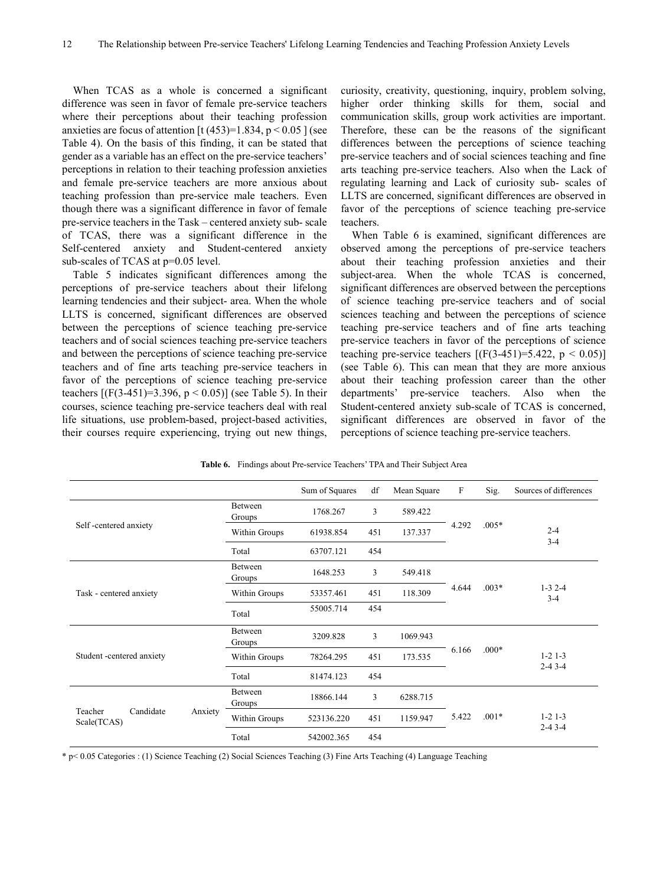When TCAS as a whole is concerned a significant difference was seen in favor of female pre-service teachers where their perceptions about their teaching profession anxieties are focus of attention [$t(453)=1.834$, $p < 0.05$ ] (see Table 4). On the basis of this finding, it can be stated that gender as a variable has an effect on the pre-service teachers' perceptions in relation to their teaching profession anxieties and female pre-service teachers are more anxious about teaching profession than pre-service male teachers. Even though there was a significant difference in favor of female pre-service teachers in the Task – centered anxiety sub- scale of TCAS, there was a significant difference in the Self-centered anxiety and Student-centered anxiety sub-scales of TCAS at p=0.05 level.

Table 5 indicates significant differences among the perceptions of pre-service teachers about their lifelong learning tendencies and their subject- area. When the whole LLTS is concerned, significant differences are observed between the perceptions of science teaching pre-service teachers and of social sciences teaching pre-service teachers and between the perceptions of science teaching pre-service teachers and of fine arts teaching pre-service teachers in favor of the perceptions of science teaching pre-service teachers [($F(3\text{-}451)=3.396$, $p < 0.05$)] (see Table 5). In their courses, science teaching pre-service teachers deal with real life situations, use problem-based, project-based activities, their courses require experiencing, trying out new things, curiosity, creativity, questioning, inquiry, problem solving, higher order thinking skills for them, social and communication skills, group work activities are important. Therefore, these can be the reasons of the significant differences between the perceptions of science teaching pre-service teachers and of social sciences teaching and fine arts teaching pre-service teachers. Also when the Lack of regulating learning and Lack of curiosity sub- scales of LLTS are concerned, significant differences are observed in favor of the perceptions of science teaching pre-service teachers.

When Table 6 is examined, significant differences are observed among the perceptions of pre-service teachers about their teaching profession anxieties and their subject-area. When the whole TCAS is concerned, significant differences are observed between the perceptions of science teaching pre-service teachers and of social sciences teaching and between the perceptions of science teaching pre-service teachers and of fine arts teaching pre-service teachers in favor of the perceptions of science teaching pre-service teachers [($F(3\text{-}451)=5.422$, $p < 0.05$)] (see Table 6). This can mean that they are more anxious about their teaching profession career than the other departments' pre-service teachers. Also when the Student-centered anxiety sub-scale of TCAS is concerned, significant differences are observed in favor of the perceptions of science teaching pre-service teachers.

**Table 6.** Findings about Pre-service Teachers' TPA and Their Subject Area

| | | Sum of Squares | df | Mean Square | F | Sig. | Sources of differences |
|---|---|---|---|---|---|---|---|
| Self -centered anxiety | Between Groups | 1768.267 | 3 | 589.422 | 4.292 | .005* | 2-4 3-4 |
| | Within Groups | 61938.854 | 451 | 137.337 | | | |
| | Total | 63707.121 | 454 | | | | |
| Task - centered anxiety | Between Groups | 1648.253 | 3 | 549.418 | 4.644 | .003* | 1-3 2-4 3-4 |
| | Within Groups | 53357.461 | 451 | 118.309 | | | |
| | Total | 55005.714 | 454 | | | | |
| Student -centered anxiety | Between Groups | 3209.828 | 3 | 1069.943 | 6.166 | .000* | 1-2 1-3 2-4 3-4 |
| | Within Groups | 78264.295 | 451 | 173.535 | | | |
| | Total | 81474.123 | 454 | | | | |
| Teacher Candidate Anxiety Scale(TCAS) | Between Groups | 18866.144 | 3 | 6288.715 | 5.422 | .001* | 1-2 1-3 2-4 3-4 |
| | Within Groups | 523136.220 | 451 | 1159.947 | | | |
| | Total | 542002.365 | 454 | | | | |

* p< 0.05 Categories : (1) Science Teaching (2) Social Sciences Teaching (3) Fine Arts Teaching (4) Language Teaching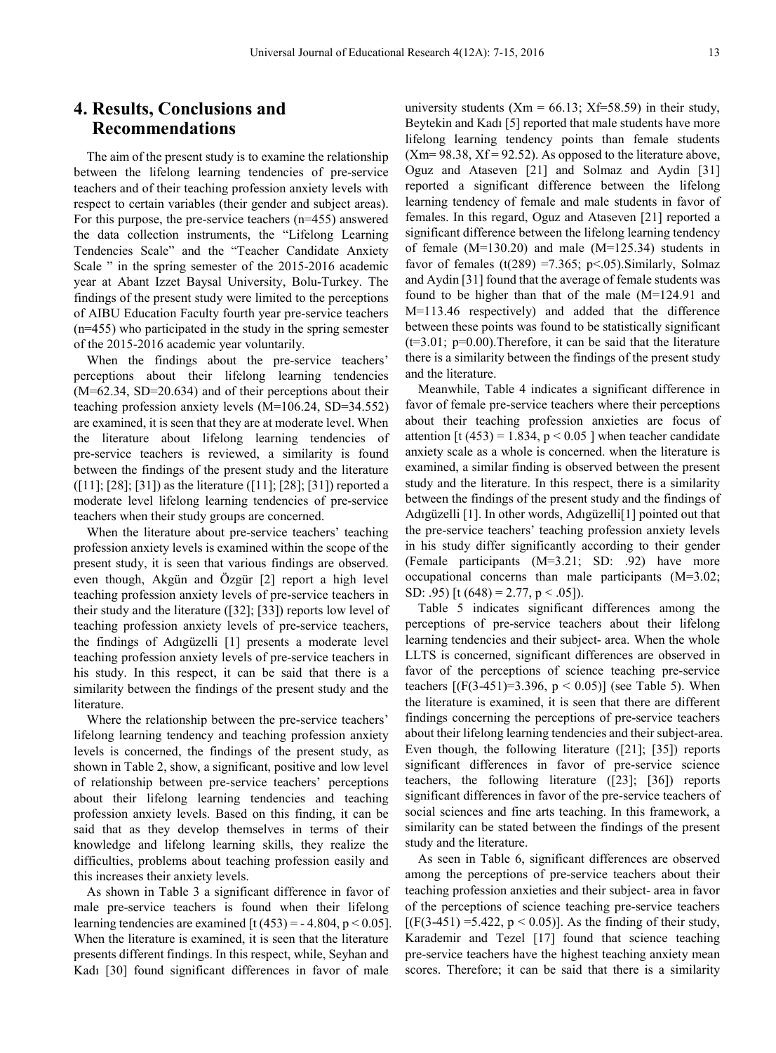## 4. Results, Conclusions and Recommendations

The aim of the present study is to examine the relationship between the lifelong learning tendencies of pre-service teachers and of their teaching profession anxiety levels with respect to certain variables (their gender and subject areas). For this purpose, the pre-service teachers (n=455) answered the data collection instruments, the "Lifelong Learning Tendencies Scale" and the "Teacher Candidate Anxiety Scale " in the spring semester of the 2015-2016 academic year at Abant Izzet Baysal University, Bolu-Turkey. The findings of the present study were limited to the perceptions of AIBU Education Faculty fourth year pre-service teachers (n=455) who participated in the study in the spring semester of the 2015-2016 academic year voluntarily.

When the findings about the pre-service teachers' perceptions about their lifelong learning tendencies (M=62.34, SD=20.634) and of their perceptions about their teaching profession anxiety levels (M=106.24, SD=34.552) are examined, it is seen that they are at moderate level. When the literature about lifelong learning tendencies of pre-service teachers is reviewed, a similarity is found between the findings of the present study and the literature ([11]; [28]; [31]) as the literature ([11]; [28]; [31]) reported a moderate level lifelong learning tendencies of pre-service teachers when their study groups are concerned.

When the literature about pre-service teachers' teaching profession anxiety levels is examined within the scope of the present study, it is seen that various findings are observed. even though, Akgün and Özgür [2] report a high level teaching profession anxiety levels of pre-service teachers in their study and the literature ([32]; [33]) reports low level of teaching profession anxiety levels of pre-service teachers, the findings of Adıgüzelli [1] presents a moderate level teaching profession anxiety levels of pre-service teachers in his study. In this respect, it can be said that there is a similarity between the findings of the present study and the literature.

Where the relationship between the pre-service teachers' lifelong learning tendency and teaching profession anxiety levels is concerned, the findings of the present study, as shown in Table 2, show, a significant, positive and low level of relationship between pre-service teachers' perceptions about their lifelong learning tendencies and teaching profession anxiety levels. Based on this finding, it can be said that as they develop themselves in terms of their knowledge and lifelong learning skills, they realize the difficulties, problems about teaching profession easily and this increases their anxiety levels.

As shown in Table 3 a significant difference in favor of male pre-service teachers is found when their lifelong learning tendencies are examined [$t\,(453) = -4.804$, $p < 0.05$]. When the literature is examined, it is seen that the literature presents different findings. In this respect, while, Seyhan and Kadı [30] found significant differences in favor of male university students ($Xm = 66.13$; $Xf=58.59$) in their study, Beytekin and Kadı [5] reported that male students have more lifelong learning tendency points than female students ($Xm= 98.38$, $Xf = 92.52$). As opposed to the literature above, Oguz and Ataseven [21] and Solmaz and Aydin [31] reported a significant difference between the lifelong learning tendency of female and male students in favor of females. In this regard, Oguz and Ataseven [21] reported a significant difference between the lifelong learning tendency of female (M=130.20) and male (M=125.34) students in favor of females ($t(289) =7.365$; $p<.05$).Similarly, Solmaz and Aydin [31] found that the average of female students was found to be higher than that of the male (M=124.91 and M=113.46 respectively) and added that the difference between these points was found to be statistically significant ($t=3.01$; $p=0.00$).Therefore, it can be said that the literature there is a similarity between the findings of the present study and the literature.

Meanwhile, Table 4 indicates a significant difference in favor of female pre-service teachers where their perceptions about their teaching profession anxieties are focus of attention [$t\,(453) = 1.834$, $p < 0.05$ ] when teacher candidate anxiety scale as a whole is concerned. when the literature is examined, a similar finding is observed between the present study and the literature. In this respect, there is a similarity between the findings of the present study and the findings of Adıgüzelli [1]. In other words, Adıgüzelli[1] pointed out that the pre-service teachers' teaching profession anxiety levels in his study differ significantly according to their gender (Female participants (M=3.21; SD: .92) have more occupational concerns than male participants (M=3.02; SD: .95) [$t\,(648) = 2.77$, $p < .05$]).

Table 5 indicates significant differences among the perceptions of pre-service teachers about their lifelong learning tendencies and their subject- area. When the whole LLTS is concerned, significant differences are observed in favor of the perceptions of science teaching pre-service teachers [$(F(3\text{-}451)=3.396$, $p < 0.05)$] (see Table 5). When the literature is examined, it is seen that there are different findings concerning the perceptions of pre-service teachers about their lifelong learning tendencies and their subject-area. Even though, the following literature ([21]; [35]) reports significant differences in favor of pre-service science teachers, the following literature ([23]; [36]) reports significant differences in favor of the pre-service teachers of social sciences and fine arts teaching. In this framework, a similarity can be stated between the findings of the present study and the literature.

As seen in Table 6, significant differences are observed among the perceptions of pre-service teachers about their teaching profession anxieties and their subject- area in favor of the perceptions of science teaching pre-service teachers [$(F(3\text{-}451) =5.422$, $p < 0.05)$]. As the finding of their study, Karademir and Tezel [17] found that science teaching pre-service teachers have the highest teaching anxiety mean scores. Therefore; it can be said that there is a similarity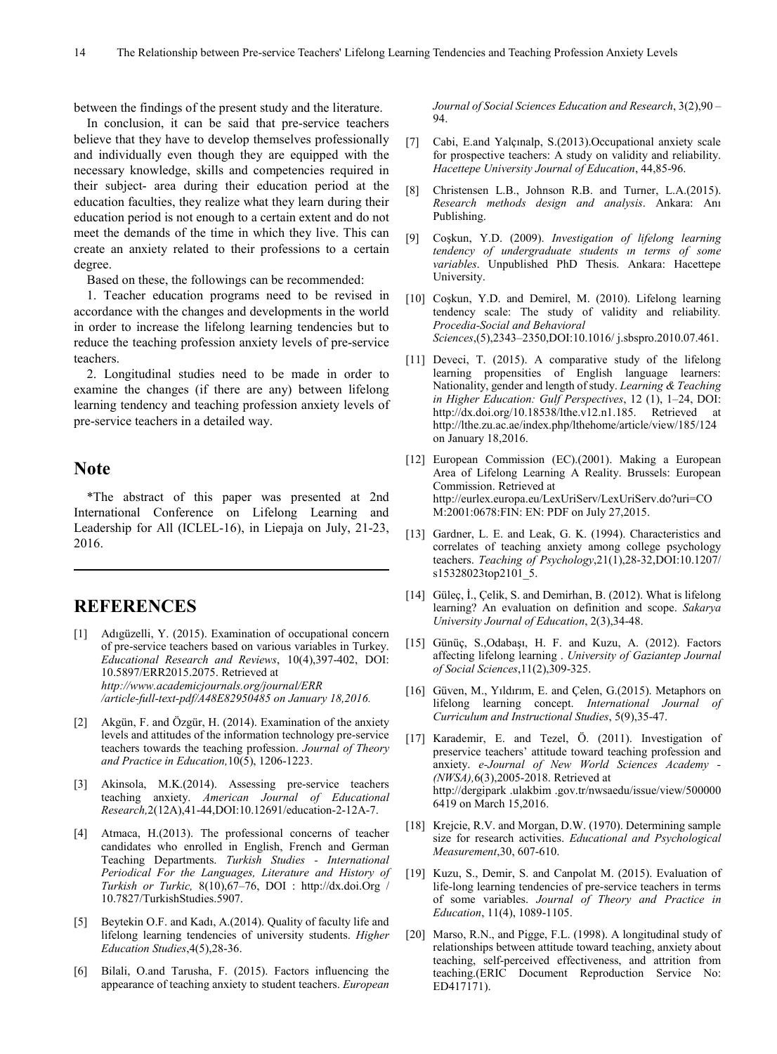between the findings of the present study and the literature.

In conclusion, it can be said that pre-service teachers believe that they have to develop themselves professionally and individually even though they are equipped with the necessary knowledge, skills and competencies required in their subject- area during their education period at the education faculties, they realize what they learn during their education period is not enough to a certain extent and do not meet the demands of the time in which they live. This can create an anxiety related to their professions to a certain degree.

Based on these, the followings can be recommended:

1. Teacher education programs need to be revised in accordance with the changes and developments in the world in order to increase the lifelong learning tendencies but to reduce the teaching profession anxiety levels of pre-service teachers.

2. Longitudinal studies need to be made in order to examine the changes (if there are any) between lifelong learning tendency and teaching profession anxiety levels of pre-service teachers in a detailed way.

## Note

*The abstract of this paper was presented at 2nd International Conference on Lifelong Learning and Leadership for All (ICLEL-16), in Liepaja on July, 21-23, 2016.

---

## REFERENCES

[1] Adıgüzelli, Y. (2015). Examination of occupational concern of pre-service teachers based on various variables in Turkey. *Educational Research and Reviews*, 10(4),397-402, DOI: 10.5897/ERR2015.2075. Retrieved at *http://www.academicjournals.org/journal/ERR /article-full-text-pdf/A48E82950485 on January 18,2016.*

[2] Akgün, F. and Özgür, H. (2014). Examination of the anxiety levels and attitudes of the information technology pre-service teachers towards the teaching profession. *Journal of Theory and Practice in Education,*10(5), 1206-1223.

[3] Akinsola, M.K.(2014). Assessing pre-service teachers teaching anxiety. *American Journal of Educational Research,*2(12A),41-44,DOI:10.12691/education-2-12A-7.

[4] Atmaca, H.(2013). The professional concerns of teacher candidates who enrolled in English, French and German Teaching Departments. *Turkish Studies - International Periodical For the Languages, Literature and History of Turkish or Turkic,* 8(10),67–76, DOI : http://dx.doi.Org / 10.7827/TurkishStudies.5907.

[5] Beytekin O.F. and Kadı, A.(2014). Quality of faculty life and lifelong learning tendencies of university students. *Higher Education Studies*,4(5),28-36.

[6] Bilali, O.and Tarusha, F. (2015). Factors influencing the appearance of teaching anxiety to student teachers. *European Journal of Social Sciences Education and Research*, 3(2),90 – 94.

[7] Cabi, E.and Yalçınalp, S.(2013).Occupational anxiety scale for prospective teachers: A study on validity and reliability. *Hacettepe University Journal of Education*, 44,85-96.

[8] Christensen L.B., Johnson R.B. and Turner, L.A.(2015). *Research methods design and analysis*. Ankara: Anı Publishing.

[9] Coşkun, Y.D. (2009). *Investigation of lifelong learning tendency of undergraduate students ın terms of some variables*. Unpublished PhD Thesis. Ankara: Hacettepe University.

[10] Coşkun, Y.D. and Demirel, M. (2010). Lifelong learning tendency scale: The study of validity and reliability. *Procedia-Social and Behavioral Sciences*,(5),2343–2350,DOI:10.1016/ j.sbspro.2010.07.461.

[11] Deveci, T. (2015). A comparative study of the lifelong learning propensities of English language learners: Nationality, gender and length of study. *Learning & Teaching in Higher Education: Gulf Perspectives*, 12 (1), 1–24, DOI: http://dx.doi.org/10.18538/lthe.v12.n1.185. Retrieved at http://lthe.zu.ac.ae/index.php/lthehome/article/view/185/124 on January 18,2016.

[12] European Commission (EC).(2001). Making a European Area of Lifelong Learning A Reality. Brussels: European Commission. Retrieved at http://eurlex.europa.eu/LexUriServ/LexUriServ.do?uri=COM:2001:0678:FIN: EN: PDF on July 27,2015.

[13] Gardner, L. E. and Leak, G. K. (1994). Characteristics and correlates of teaching anxiety among college psychology teachers. *Teaching of Psychology*,21(1),28-32,DOI:10.1207/ s15328023top2101_5.

[14] Güleç, İ., Çelik, S. and Demirhan, B. (2012). What is lifelong learning? An evaluation on definition and scope. *Sakarya University Journal of Education*, 2(3),34-48.

[15] Günüç, S.,Odabaşı, H. F. and Kuzu, A. (2012). Factors affecting lifelong learning . *University of Gaziantep Journal of Social Sciences*,11(2),309-325.

[16] Güven, M., Yıldırım, E. and Çelen, G.(2015). Metaphors on lifelong learning concept. *International Journal of Curriculum and Instructional Studies*, 5(9),35-47.

[17] Karademir, E. and Tezel, Ö. (2011). Investigation of preservice teachers' attitude toward teaching profession and anxiety. *e-Journal of New World Sciences Academy - (NWSA),*6(3),2005-2018. Retrieved at http://dergipark .ulakbim .gov.tr/nwsaedu/issue/view/5000006419 on March 15,2016.

[18] Krejcie, R.V. and Morgan, D.W. (1970). Determining sample size for research activities. *Educational and Psychological Measurement*,30, 607-610.

[19] Kuzu, S., Demir, S. and Canpolat M. (2015). Evaluation of life-long learning tendencies of pre-service teachers in terms of some variables. *Journal of Theory and Practice in Education*, 11(4), 1089-1105.

[20] Marso, R.N., and Pigge, F.L. (1998). A longitudinal study of relationships between attitude toward teaching, anxiety about teaching, self-perceived effectiveness, and attrition from teaching.(ERIC Document Reproduction Service No: ED417171).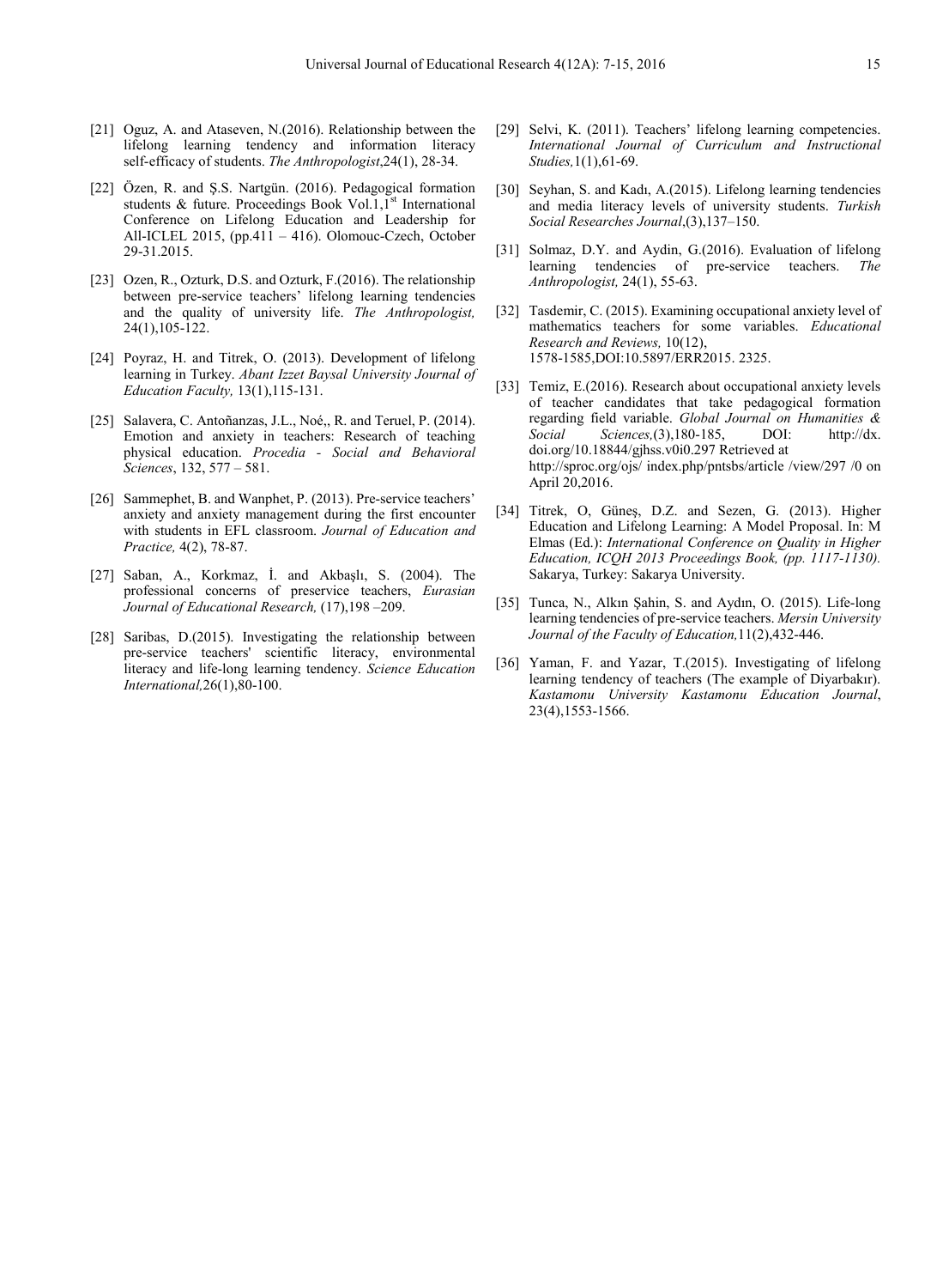[21] Oguz, A. and Ataseven, N.(2016). Relationship between the lifelong learning tendency and information literacy self-efficacy of students. *The Anthropologist*,24(1), 28-34.

[22] Özen, R. and Ş.S. Nartgün. (2016). Pedagogical formation students & future. Proceedings Book Vol.1,1st International Conference on Lifelong Education and Leadership for All-ICLEL 2015, (pp.411 – 416). Olomouc-Czech, October 29-31.2015.

[23] Ozen, R., Ozturk, D.S. and Ozturk, F.(2016). The relationship between pre-service teachers' lifelong learning tendencies and the quality of university life. *The Anthropologist,* 24(1),105-122.

[24] Poyraz, H. and Titrek, O. (2013). Development of lifelong learning in Turkey. *Abant Izzet Baysal University Journal of Education Faculty,* 13(1),115-131.

[25] Salavera, C. Antoñanzas, J.L., Noé,, R. and Teruel, P. (2014). Emotion and anxiety in teachers: Research of teaching physical education. *Procedia - Social and Behavioral Sciences*, 132, 577 – 581.

[26] Sammephet, B. and Wanphet, P. (2013). Pre-service teachers' anxiety and anxiety management during the first encounter with students in EFL classroom. *Journal of Education and Practice,* 4(2), 78-87.

[27] Saban, A., Korkmaz, İ. and Akbaşlı, S. (2004). The professional concerns of preservice teachers, *Eurasian Journal of Educational Research,* (17),198 –209.

[28] Saribas, D.(2015). Investigating the relationship between pre-service teachers' scientific literacy, environmental literacy and life-long learning tendency. *Science Education International,*26(1),80-100.

[29] Selvi, K. (2011). Teachers' lifelong learning competencies. *International Journal of Curriculum and Instructional Studies,*1(1),61-69.

[30] Seyhan, S. and Kadı, A.(2015). Lifelong learning tendencies and media literacy levels of university students. *Turkish Social Researches Journal*,(3),137–150.

[31] Solmaz, D.Y. and Aydin, G.(2016). Evaluation of lifelong learning tendencies of pre-service teachers. *The Anthropologist,* 24(1), 55-63.

[32] Tasdemir, C. (2015). Examining occupational anxiety level of mathematics teachers for some variables. *Educational Research and Reviews,* 10(12), 1578-1585,DOI:10.5897/ERR2015. 2325.

[33] Temiz, E.(2016). Research about occupational anxiety levels of teacher candidates that take pedagogical formation regarding field variable. *Global Journal on Humanities & Social Sciences,*(3),180-185, DOI: http://dx. doi.org/10.18844/gjhss.v0i0.297 Retrieved at http://sproc.org/ojs/ index.php/pntsbs/article /view/297 /0 on April 20,2016.

[34] Titrek, O, Güneş, D.Z. and Sezen, G. (2013). Higher Education and Lifelong Learning: A Model Proposal. In: M Elmas (Ed.): *International Conference on Quality in Higher Education, ICQH 2013 Proceedings Book, (pp. 1117-1130).* Sakarya, Turkey: Sakarya University.

[35] Tunca, N., Alkın Şahin, S. and Aydın, O. (2015). Life-long learning tendencies of pre-service teachers. *Mersin University Journal of the Faculty of Education,*11(2),432-446.

[36] Yaman, F. and Yazar, T.(2015). Investigating of lifelong learning tendency of teachers (The example of Diyarbakır). *Kastamonu University Kastamonu Education Journal*, 23(4),1553-1566.